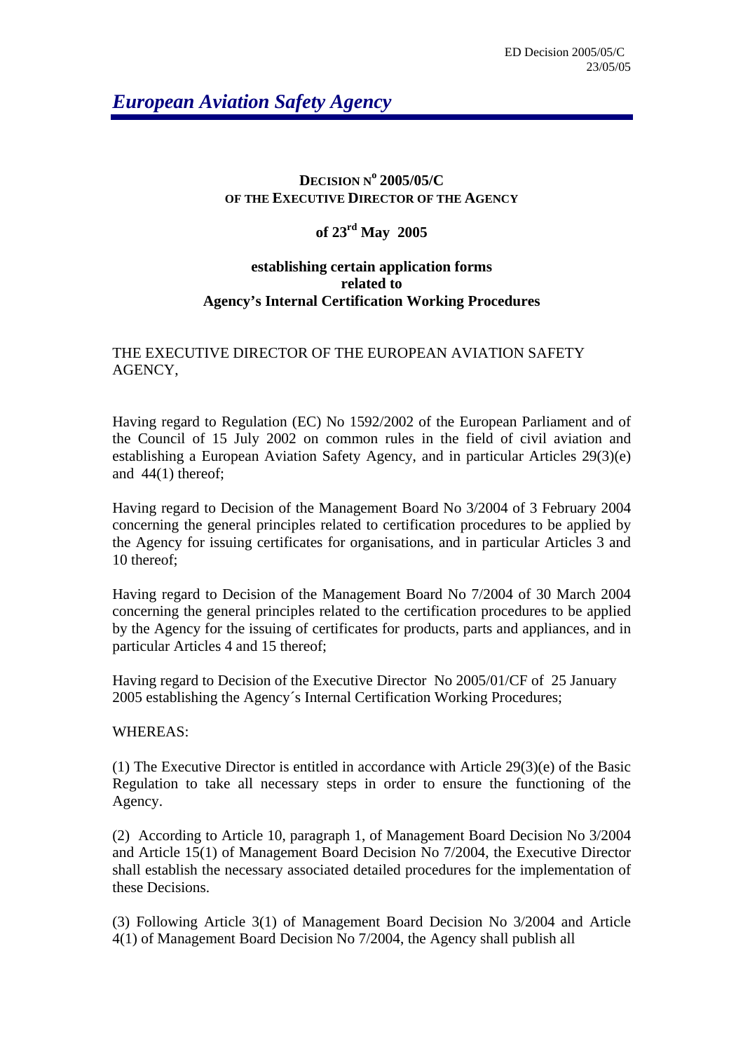ED Decision 2005/05/C
23/05/05

*European Aviation Safety Agency*

**DECISION N° 2005/05/C**
**OF THE EXECUTIVE DIRECTOR OF THE AGENCY**

**of 23rd May 2005**

**establishing certain application forms**
**related to**
**Agency's Internal Certification Working Procedures**

THE EXECUTIVE DIRECTOR OF THE EUROPEAN AVIATION SAFETY AGENCY,

Having regard to Regulation (EC) No 1592/2002 of the European Parliament and of the Council of 15 July 2002 on common rules in the field of civil aviation and establishing a European Aviation Safety Agency, and in particular Articles 29(3)(e) and 44(1) thereof;

Having regard to Decision of the Management Board No 3/2004 of 3 February 2004 concerning the general principles related to certification procedures to be applied by the Agency for issuing certificates for organisations, and in particular Articles 3 and 10 thereof;

Having regard to Decision of the Management Board No 7/2004 of 30 March 2004 concerning the general principles related to the certification procedures to be applied by the Agency for the issuing of certificates for products, parts and appliances, and in particular Articles 4 and 15 thereof;

Having regard to Decision of the Executive Director No 2005/01/CF of 25 January 2005 establishing the Agency´s Internal Certification Working Procedures;

WHEREAS:

(1) The Executive Director is entitled in accordance with Article 29(3)(e) of the Basic Regulation to take all necessary steps in order to ensure the functioning of the Agency.

(2) According to Article 10, paragraph 1, of Management Board Decision No 3/2004 and Article 15(1) of Management Board Decision No 7/2004, the Executive Director shall establish the necessary associated detailed procedures for the implementation of these Decisions.

(3) Following Article 3(1) of Management Board Decision No 3/2004 and Article 4(1) of Management Board Decision No 7/2004, the Agency shall publish all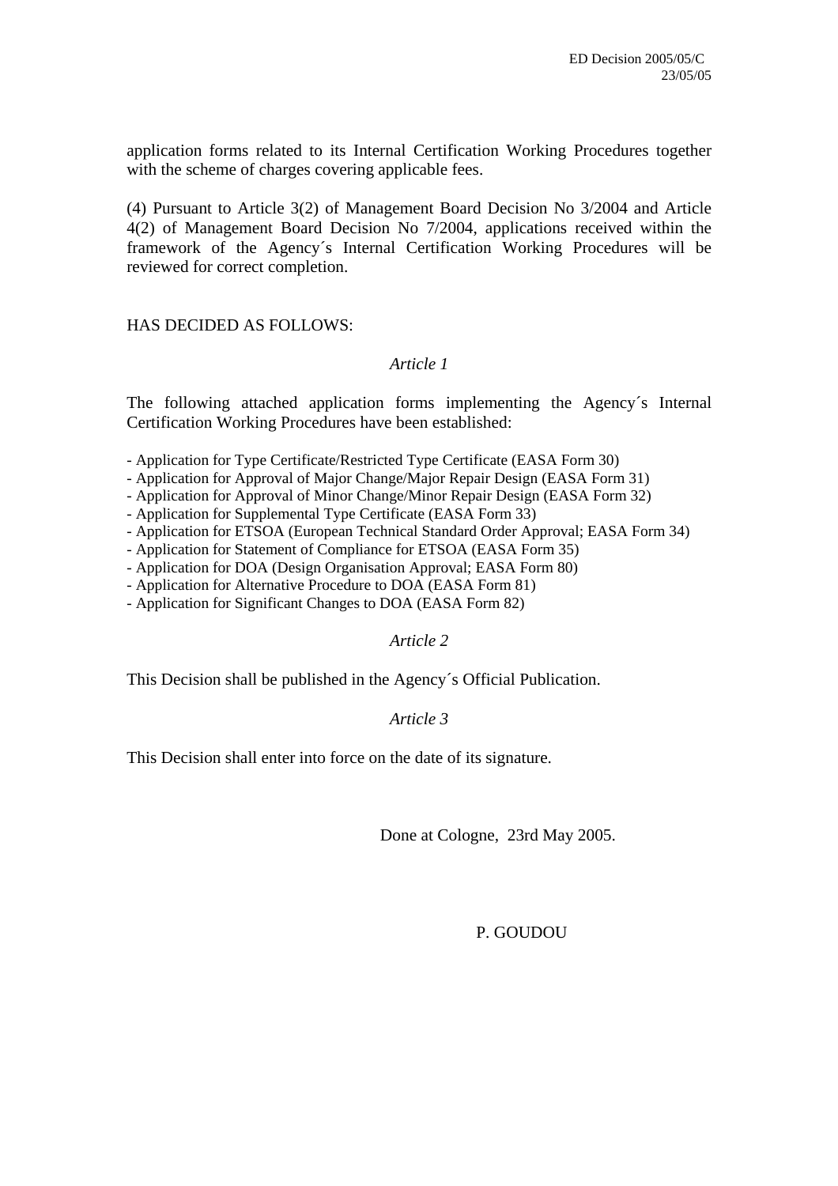application forms related to its Internal Certification Working Procedures together with the scheme of charges covering applicable fees.

(4) Pursuant to Article 3(2) of Management Board Decision No 3/2004 and Article 4(2) of Management Board Decision No 7/2004, applications received within the framework of the Agency´s Internal Certification Working Procedures will be reviewed for correct completion.

HAS DECIDED AS FOLLOWS:

*Article 1*

The following attached application forms implementing the Agency´s Internal Certification Working Procedures have been established:

- Application for Type Certificate/Restricted Type Certificate (EASA Form 30)
- Application for Approval of Major Change/Major Repair Design (EASA Form 31)
- Application for Approval of Minor Change/Minor Repair Design (EASA Form 32)
- Application for Supplemental Type Certificate (EASA Form 33)
- Application for ETSOA (European Technical Standard Order Approval; EASA Form 34)
- Application for Statement of Compliance for ETSOA (EASA Form 35)
- Application for DOA (Design Organisation Approval; EASA Form 80)
- Application for Alternative Procedure to DOA (EASA Form 81)
- Application for Significant Changes to DOA (EASA Form 82)

*Article 2*

This Decision shall be published in the Agency´s Official Publication.

*Article 3*

This Decision shall enter into force on the date of its signature.

Done at Cologne, 23rd May 2005.

P. GOUDOU